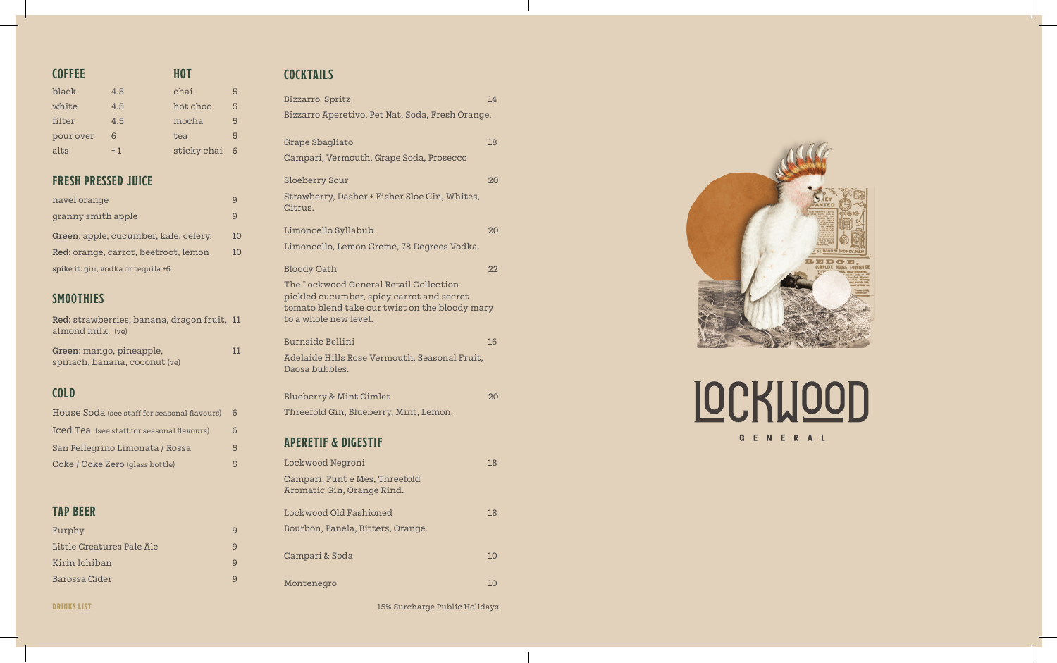## COFFEE

| | |
|---|---|
| black | 4.5 |
| white | 4.5 |
| filter | 4.5 |
| pour over | 6 |
| alts | +1 |

## HOT

| | |
|---|---|
| chai | 5 |
| hot choc | 5 |
| mocha | 5 |
| tea | 5 |
| sticky chai | 6 |

## FRESH PRESSED JUICE

| | |
|---|---|
| navel orange | 9 |
| granny smith apple | 9 |
| **Green**: apple, cucumber, kale, celery. | 10 |
| **Red**: orange, carrot, beetroot, lemon | 10 |

**spike it:** gin, vodka or tequila +6

## SMOOTHIES

| | |
|---|---|
| **Red:** strawberries, banana, dragon fruit, almond milk. (ve) | 11 |
| **Green:** mango, pineapple, spinach, banana, coconut (ve) | 11 |

## COLD

| | |
|---|---|
| House Soda (see staff for seasonal flavours) | 6 |
| Iced Tea (see staff for seasonal flavours) | 6 |
| San Pellegrino Limonata / Rossa | 5 |
| Coke / Coke Zero (glass bottle) | 5 |

## TAP BEER

| | |
|---|---|
| Furphy | 9 |
| Little Creatures Pale Ale | 9 |
| Kirin Ichiban | 9 |
| Barossa Cider | 9 |

DRINKS LIST

## COCKTAILS

Bizzarro Spritz — 14
Bizzarro Aperetivo, Pet Nat, Soda, Fresh Orange.

Grape Sbagliato — 18
Campari, Vermouth, Grape Soda, Prosecco

Sloeberry Sour — 20
Strawberry, Dasher + Fisher Sloe Gin, Whites, Citrus.

Limoncello Syllabub — 20
Limoncello, Lemon Creme, 78 Degrees Vodka.

Bloody Oath — 22
The Lockwood General Retail Collection pickled cucumber, spicy carrot and secret tomato blend take our twist on the bloody mary to a whole new level.

Burnside Bellini — 16
Adelaide Hills Rose Vermouth, Seasonal Fruit, Daosa bubbles.

Blueberry & Mint Gimlet — 20
Threefold Gin, Blueberry, Mint, Lemon.

## APERETIF & DIGESTIF

Lockwood Negroni — 18
Campari, Punt e Mes, Threefold Aromatic Gin, Orange Rind.

Lockwood Old Fashioned — 18
Bourbon, Panela, Bitters, Orange.

Campari & Soda — 10

Montenegro — 10

15% Surcharge Public Holidays

# LOCKWOOD
GENERAL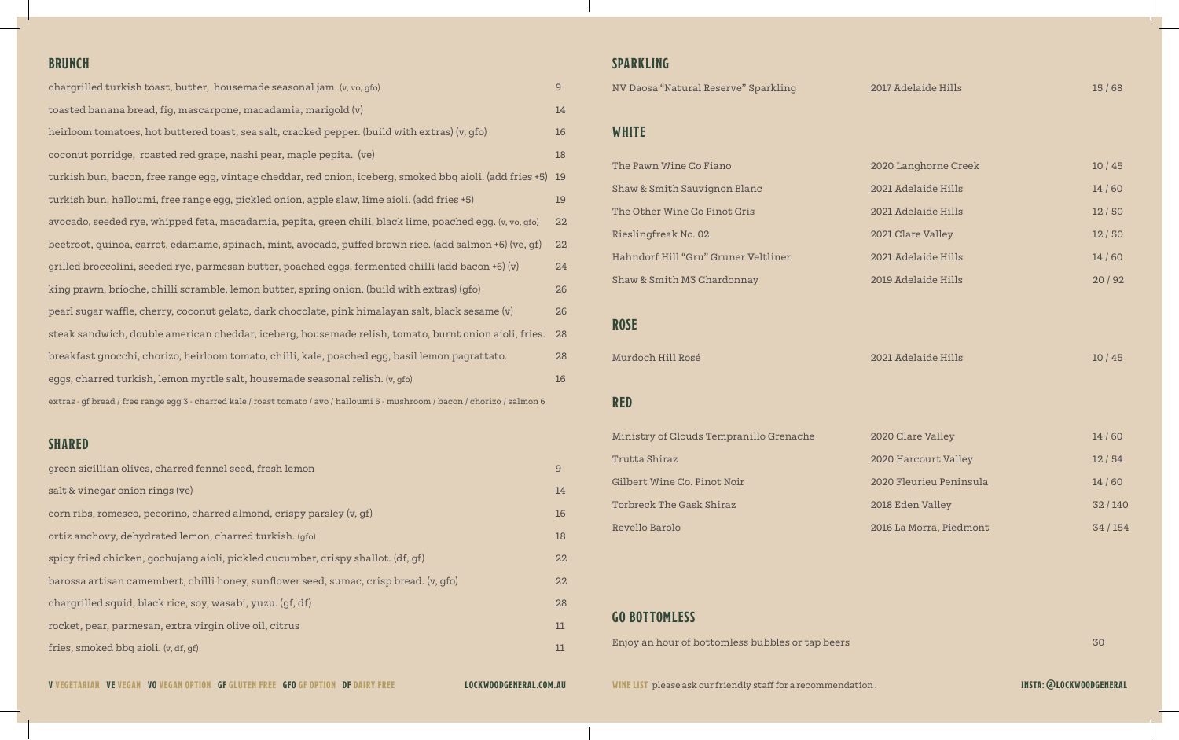## BRUNCH

| | |
|---|---|
| chargrilled turkish toast, butter, housemade seasonal jam. (v, vo, gfo) | 9 |
| toasted banana bread, fig, mascarpone, macadamia, marigold (v) | 14 |
| heirloom tomatoes, hot buttered toast, sea salt, cracked pepper. (build with extras) (v, gfo) | 16 |
| coconut porridge, roasted red grape, nashi pear, maple pepita. (ve) | 18 |
| turkish bun, bacon, free range egg, vintage cheddar, red onion, iceberg, smoked bbq aioli. (add fries +5) | 19 |
| turkish bun, halloumi, free range egg, pickled onion, apple slaw, lime aioli. (add fries +5) | 19 |
| avocado, seeded rye, whipped feta, macadamia, pepita, green chili, black lime, poached egg. (v, vo, gfo) | 22 |
| beetroot, quinoa, carrot, edamame, spinach, mint, avocado, puffed brown rice. (add salmon +6) (ve, gf) | 22 |
| grilled broccolini, seeded rye, parmesan butter, poached eggs, fermented chilli (add bacon +6) (v) | 24 |
| king prawn, brioche, chilli scramble, lemon butter, spring onion. (build with extras) (gfo) | 26 |
| pearl sugar waffle, cherry, coconut gelato, dark chocolate, pink himalayan salt, black sesame (v) | 26 |
| steak sandwich, double american cheddar, iceberg, housemade relish, tomato, burnt onion aioli, fries. | 28 |
| breakfast gnocchi, chorizo, heirloom tomato, chilli, kale, poached egg, basil lemon pagrattato. | 28 |
| eggs, charred turkish, lemon myrtle salt, housemade seasonal relish. (v, gfo) | 16 |

extras - gf bread / free range egg 3 - charred kale / roast tomato / avo / halloumi 5 - mushroom / bacon / chorizo / salmon 6

## SHARED

| | |
|---|---|
| green sicillian olives, charred fennel seed, fresh lemon | 9 |
| salt & vinegar onion rings (ve) | 14 |
| corn ribs, romesco, pecorino, charred almond, crispy parsley (v, gf) | 16 |
| ortiz anchovy, dehydrated lemon, charred turkish. (gfo) | 18 |
| spicy fried chicken, gochujang aioli, pickled cucumber, crispy shallot. (df, gf) | 22 |
| barossa artisan camembert, chilli honey, sunflower seed, sumac, crisp bread. (v, gfo) | 22 |
| chargrilled squid, black rice, soy, wasabi, yuzu. (gf, df) | 28 |
| rocket, pear, parmesan, extra virgin olive oil, citrus | 11 |
| fries, smoked bbq aioli. (v, df, gf) | 11 |

V VEGETARIAN VE VEGAN VO VEGAN OPTION GF GLUTEN FREE GFO GF OPTION DF DAIRY FREE

LOCKWOODGENERAL.COM.AU

## SPARKLING

| | | |
|---|---|---|
| NV Daosa "Natural Reserve" Sparkling | 2017 Adelaide Hills | 15 / 68 |

## WHITE

| | | |
|---|---|---|
| The Pawn Wine Co Fiano | 2020 Langhorne Creek | 10 / 45 |
| Shaw & Smith Sauvignon Blanc | 2021 Adelaide Hills | 14 / 60 |
| The Other Wine Co Pinot Gris | 2021 Adelaide Hills | 12 / 50 |
| Rieslingfreak No. 02 | 2021 Clare Valley | 12 / 50 |
| Hahndorf Hill "Gru" Gruner Veltliner | 2021 Adelaide Hills | 14 / 60 |
| Shaw & Smith M3 Chardonnay | 2019 Adelaide Hills | 20 / 92 |

## ROSE

| | | |
|---|---|---|
| Murdoch Hill Rosé | 2021 Adelaide Hills | 10 / 45 |

## RED

| | | |
|---|---|---|
| Ministry of Clouds Tempranillo Grenache | 2020 Clare Valley | 14 / 60 |
| Trutta Shiraz | 2020 Harcourt Valley | 12 / 54 |
| Gilbert Wine Co. Pinot Noir | 2020 Fleurieu Peninsula | 14 / 60 |
| Torbreck The Gask Shiraz | 2018 Eden Valley | 32 / 140 |
| Revello Barolo | 2016 La Morra, Piedmont | 34 / 154 |

## GO BOTTOMLESS

| | |
|---|---|
| Enjoy an hour of bottomless bubbles or tap beers | 30 |

WINE LIST please ask our friendly staff for a recommendation.

INSTA: @LOCKWOODGENERAL